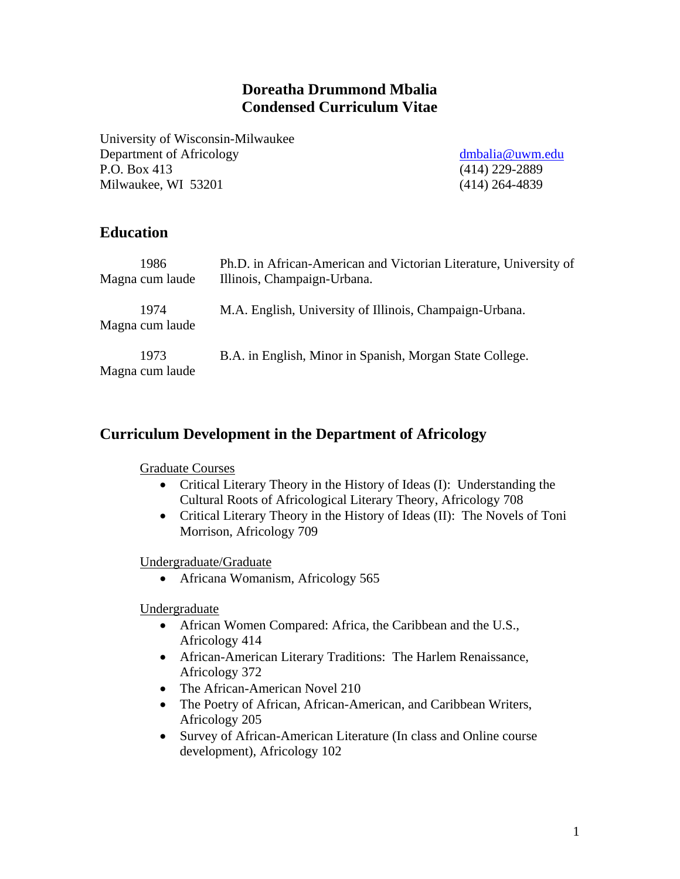# Doreatha Drummond Mbalia
# Condensed Curriculum Vitae

University of Wisconsin-Milwaukee
Department of Africology
P.O. Box 413
Milwaukee, WI 53201

dmbalia@uwm.edu
(414) 229-2889
(414) 264-4839

## Education

| | |
|---|---|
| 1986 Magna cum laude | Ph.D. in African-American and Victorian Literature, University of Illinois, Champaign-Urbana. |
| 1974 Magna cum laude | M.A. English, University of Illinois, Champaign-Urbana. |
| 1973 Magna cum laude | B.A. in English, Minor in Spanish, Morgan State College. |

## Curriculum Development in the Department of Africology

Graduate Courses

- Critical Literary Theory in the History of Ideas (I): Understanding the Cultural Roots of Africological Literary Theory, Africology 708
- Critical Literary Theory in the History of Ideas (II): The Novels of Toni Morrison, Africology 709

Undergraduate/Graduate

- Africana Womanism, Africology 565

Undergraduate

- African Women Compared: Africa, the Caribbean and the U.S., Africology 414
- African-American Literary Traditions: The Harlem Renaissance, Africology 372
- The African-American Novel 210
- The Poetry of African, African-American, and Caribbean Writers, Africology 205
- Survey of African-American Literature (In class and Online course development), Africology 102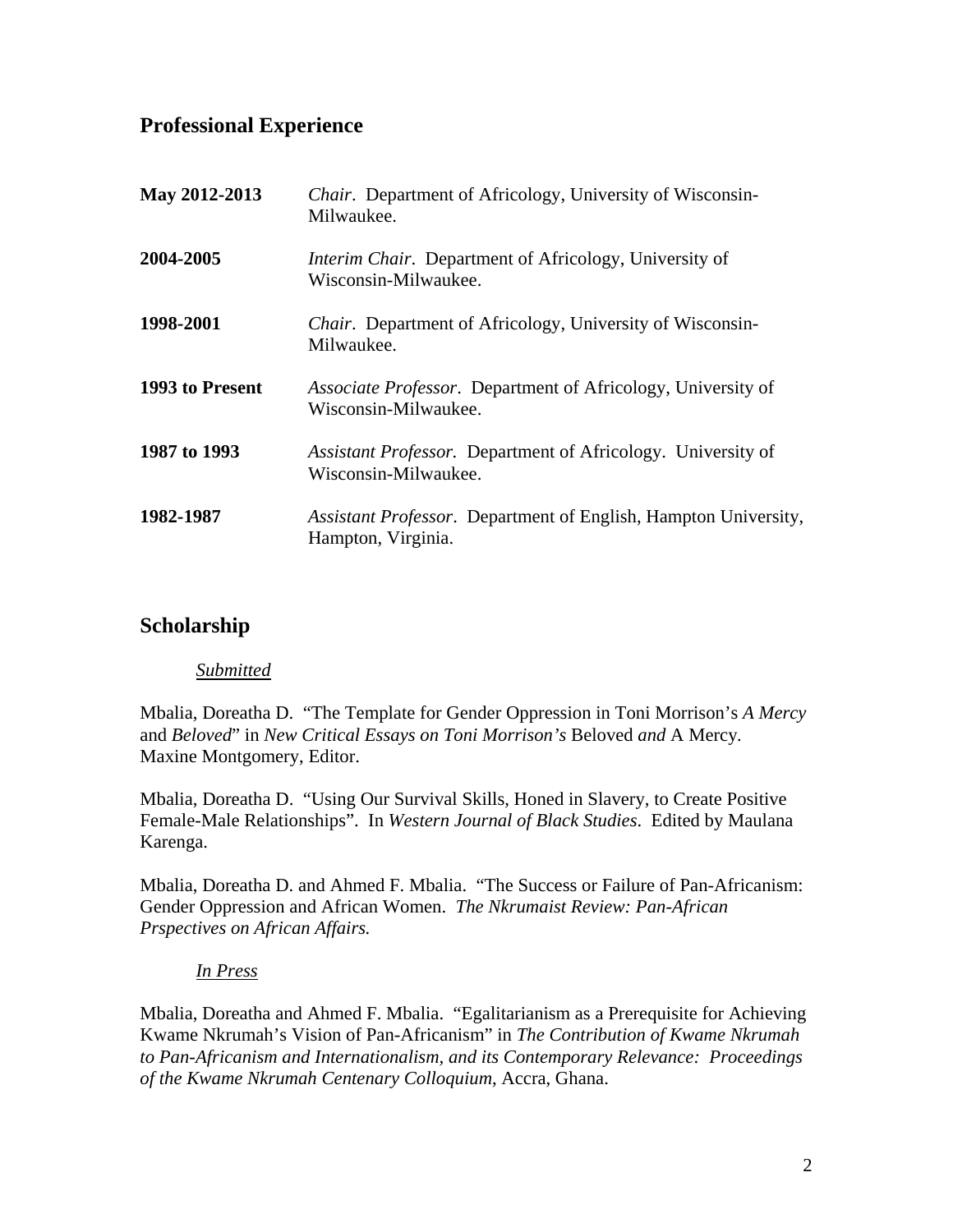## Professional Experience

| | |
|---|---|
| **May 2012-2013** | *Chair*. Department of Africology, University of Wisconsin-Milwaukee. |
| **2004-2005** | *Interim Chair*. Department of Africology, University of Wisconsin-Milwaukee. |
| **1998-2001** | *Chair*. Department of Africology, University of Wisconsin-Milwaukee. |
| **1993 to Present** | *Associate Professor*. Department of Africology, University of Wisconsin-Milwaukee. |
| **1987 to 1993** | *Assistant Professor.* Department of Africology. University of Wisconsin-Milwaukee. |
| **1982-1987** | *Assistant Professor*. Department of English, Hampton University, Hampton, Virginia. |

## Scholarship

*Submitted*

Mbalia, Doreatha D. "The Template for Gender Oppression in Toni Morrison's *A Mercy* and *Beloved*" in *New Critical Essays on Toni Morrison's* Beloved *and* A Mercy. Maxine Montgomery, Editor.

Mbalia, Doreatha D. "Using Our Survival Skills, Honed in Slavery, to Create Positive Female-Male Relationships". In *Western Journal of Black Studies*. Edited by Maulana Karenga.

Mbalia, Doreatha D. and Ahmed F. Mbalia. "The Success or Failure of Pan-Africanism: Gender Oppression and African Women. *The Nkrumaist Review: Pan-African Prspectives on African Affairs.*

*In Press*

Mbalia, Doreatha and Ahmed F. Mbalia. "Egalitarianism as a Prerequisite for Achieving Kwame Nkrumah's Vision of Pan-Africanism" in *The Contribution of Kwame Nkrumah to Pan-Africanism and Internationalism, and its Contemporary Relevance: Proceedings of the Kwame Nkrumah Centenary Colloquium*, Accra, Ghana.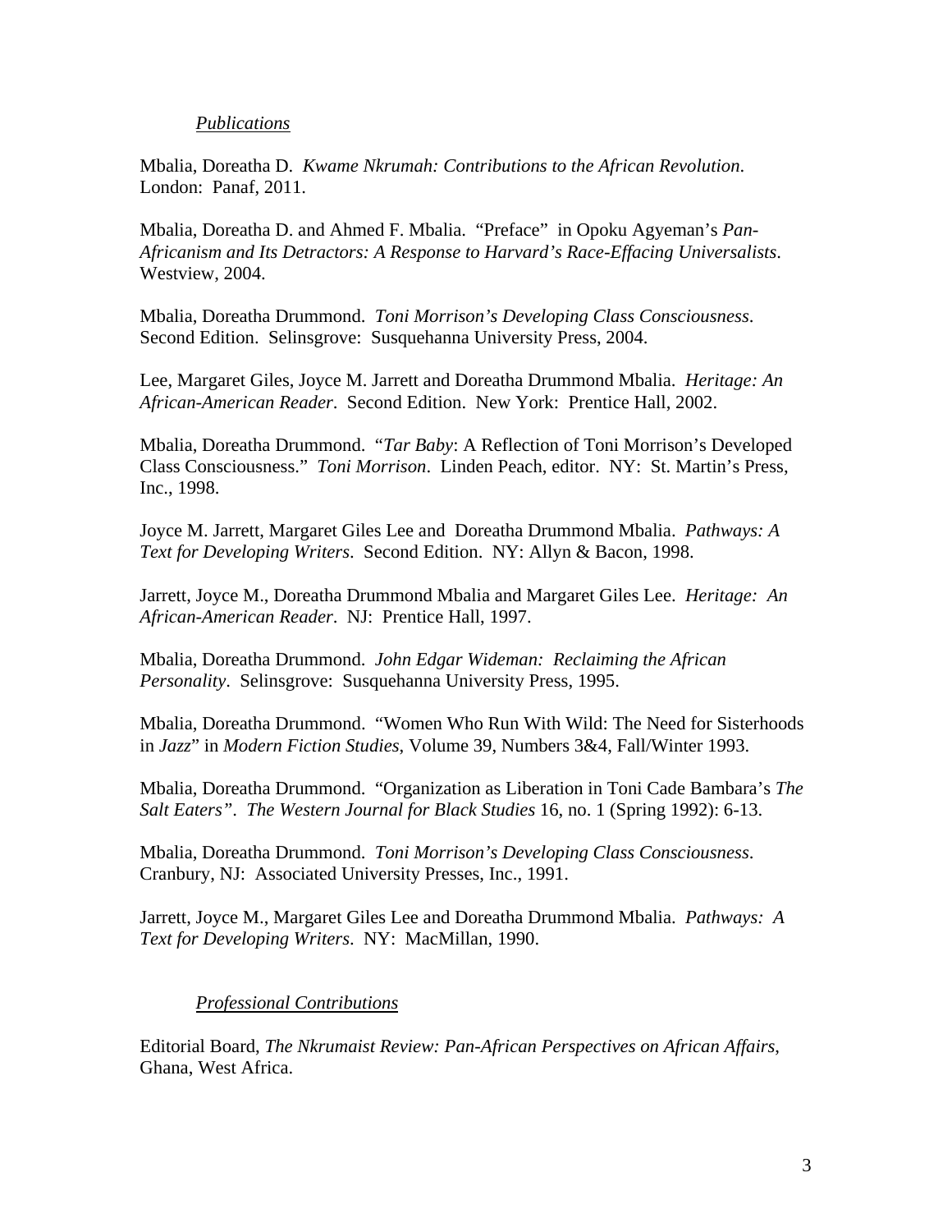## *Publications*

Mbalia, Doreatha D. *Kwame Nkrumah: Contributions to the African Revolution*. London: Panaf, 2011.

Mbalia, Doreatha D. and Ahmed F. Mbalia. "Preface" in Opoku Agyeman's *Pan-Africanism and Its Detractors: A Response to Harvard's Race-Effacing Universalists*. Westview, 2004.

Mbalia, Doreatha Drummond. *Toni Morrison's Developing Class Consciousness*. Second Edition. Selinsgrove: Susquehanna University Press, 2004.

Lee, Margaret Giles, Joyce M. Jarrett and Doreatha Drummond Mbalia. *Heritage: An African-American Reader*. Second Edition. New York: Prentice Hall, 2002.

Mbalia, Doreatha Drummond. "*Tar Baby*: A Reflection of Toni Morrison's Developed Class Consciousness." *Toni Morrison*. Linden Peach, editor. NY: St. Martin's Press, Inc., 1998.

Joyce M. Jarrett, Margaret Giles Lee and Doreatha Drummond Mbalia. *Pathways: A Text for Developing Writers*. Second Edition. NY: Allyn & Bacon, 1998.

Jarrett, Joyce M., Doreatha Drummond Mbalia and Margaret Giles Lee. *Heritage: An African-American Reader*. NJ: Prentice Hall, 1997.

Mbalia, Doreatha Drummond. *John Edgar Wideman: Reclaiming the African Personality*. Selinsgrove: Susquehanna University Press, 1995.

Mbalia, Doreatha Drummond. "Women Who Run With Wild: The Need for Sisterhoods in *Jazz*" in *Modern Fiction Studies*, Volume 39, Numbers 3&4, Fall/Winter 1993.

Mbalia, Doreatha Drummond. "Organization as Liberation in Toni Cade Bambara's *The Salt Eaters"*. *The Western Journal for Black Studies* 16, no. 1 (Spring 1992): 6-13.

Mbalia, Doreatha Drummond. *Toni Morrison's Developing Class Consciousness*. Cranbury, NJ: Associated University Presses, Inc., 1991.

Jarrett, Joyce M., Margaret Giles Lee and Doreatha Drummond Mbalia. *Pathways: A Text for Developing Writers*. NY: MacMillan, 1990.

## *Professional Contributions*

Editorial Board, *The Nkrumaist Review: Pan-African Perspectives on African Affairs*, Ghana, West Africa.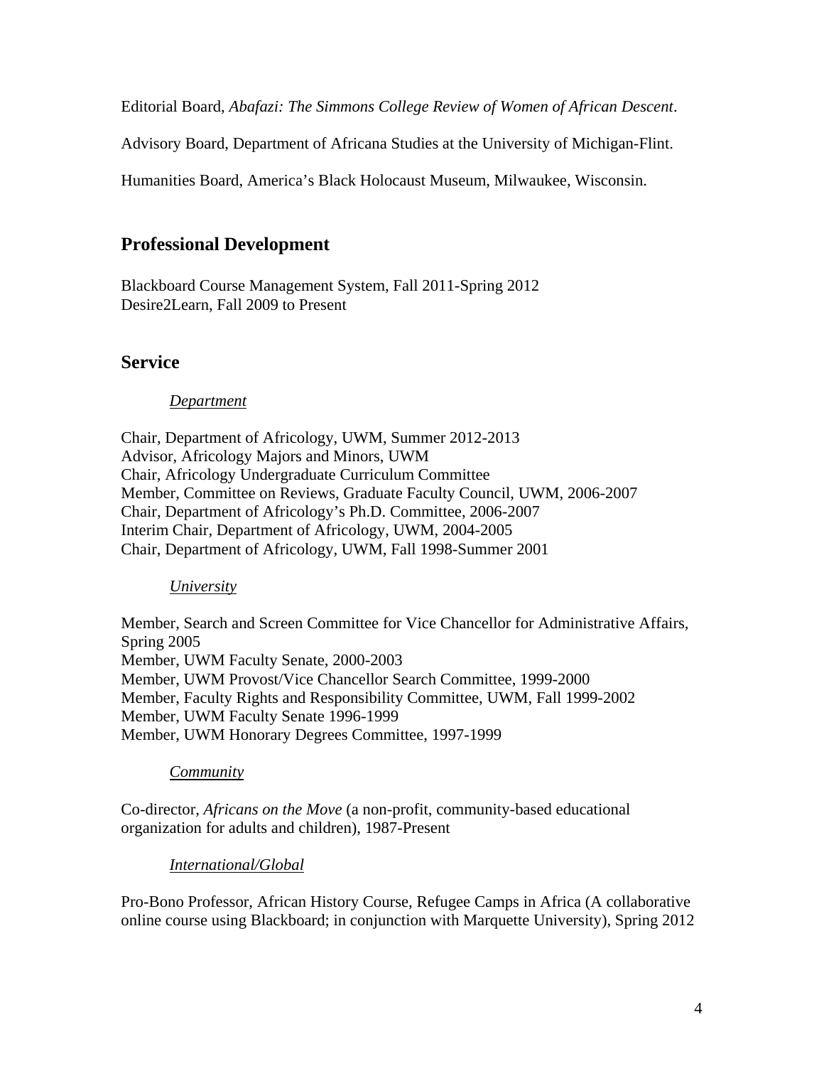Editorial Board, *Abafazi: The Simmons College Review of Women of African Descent*.

Advisory Board, Department of Africana Studies at the University of Michigan-Flint.

Humanities Board, America's Black Holocaust Museum, Milwaukee, Wisconsin.

## Professional Development

Blackboard Course Management System, Fall 2011-Spring 2012
Desire2Learn, Fall 2009 to Present

## Service

### *Department*

Chair, Department of Africology, UWM, Summer 2012-2013
Advisor, Africology Majors and Minors, UWM
Chair, Africology Undergraduate Curriculum Committee
Member, Committee on Reviews, Graduate Faculty Council, UWM, 2006-2007
Chair, Department of Africology's Ph.D. Committee, 2006-2007
Interim Chair, Department of Africology, UWM, 2004-2005
Chair, Department of Africology, UWM, Fall 1998-Summer 2001

### *University*

Member, Search and Screen Committee for Vice Chancellor for Administrative Affairs, Spring 2005
Member, UWM Faculty Senate, 2000-2003
Member, UWM Provost/Vice Chancellor Search Committee, 1999-2000
Member, Faculty Rights and Responsibility Committee, UWM, Fall 1999-2002
Member, UWM Faculty Senate 1996-1999
Member, UWM Honorary Degrees Committee, 1997-1999

### *Community*

Co-director, *Africans on the Move* (a non-profit, community-based educational organization for adults and children), 1987-Present

### *International/Global*

Pro-Bono Professor, African History Course, Refugee Camps in Africa (A collaborative online course using Blackboard; in conjunction with Marquette University), Spring 2012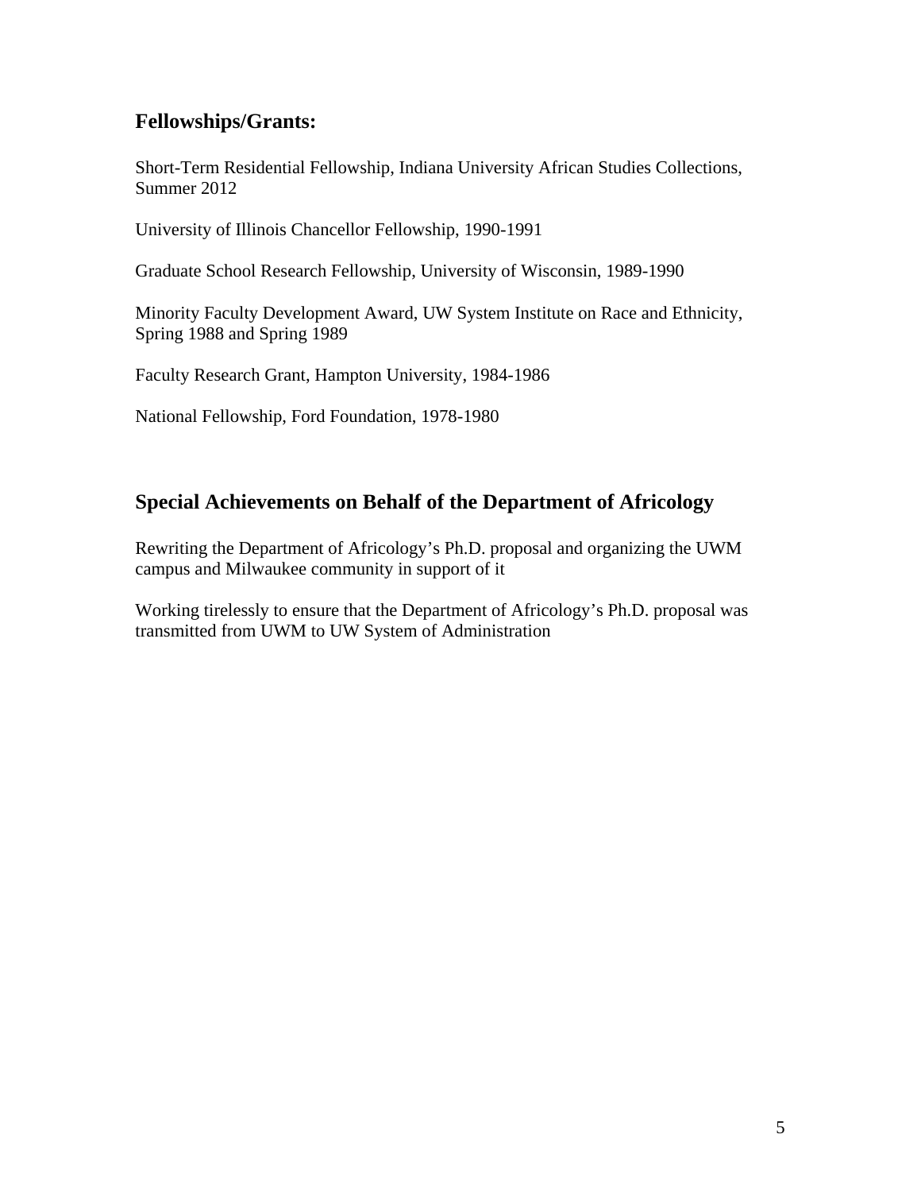## Fellowships/Grants:

Short-Term Residential Fellowship, Indiana University African Studies Collections, Summer 2012

University of Illinois Chancellor Fellowship, 1990-1991

Graduate School Research Fellowship, University of Wisconsin, 1989-1990

Minority Faculty Development Award, UW System Institute on Race and Ethnicity, Spring 1988 and Spring 1989

Faculty Research Grant, Hampton University, 1984-1986

National Fellowship, Ford Foundation, 1978-1980

## Special Achievements on Behalf of the Department of Africology

Rewriting the Department of Africology's Ph.D. proposal and organizing the UWM campus and Milwaukee community in support of it

Working tirelessly to ensure that the Department of Africology's Ph.D. proposal was transmitted from UWM to UW System of Administration